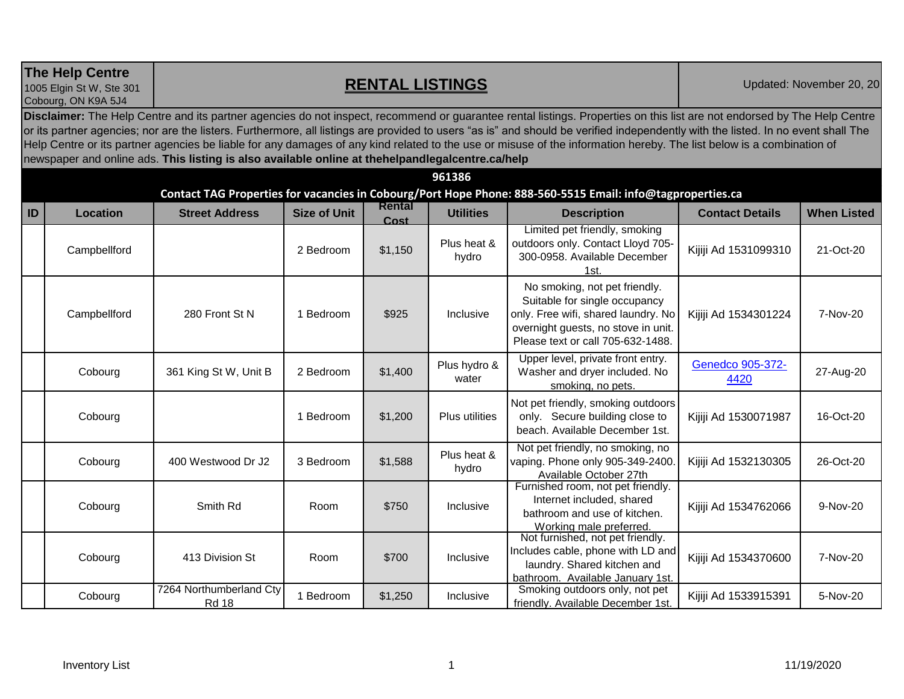**The Help Centre**
1005 Elgin St W, Ste 301
Cobourg, ON K9A 5J4

# RENTAL LISTINGS

Updated: November 20, 20

**Disclaimer:** The Help Centre and its partner agencies do not inspect, recommend or guarantee rental listings. Properties on this list are not endorsed by The Help Centre or its partner agencies; nor are the listers. Furthermore, all listings are provided to users "as is" and should be verified independently with the listed. In no event shall The Help Centre or its partner agencies be liable for any damages of any kind related to the use or misuse of the information hereby. The list below is a combination of newspaper and online ads. **This listing is also available online at thehelpandlegalcentre.ca/help**

**961386**

**Contact TAG Properties for vacancies in Cobourg/Port Hope Phone: 888-560-5515 Email: info@tagproperties.ca**

| ID | Location | Street Address | Size of Unit | Rental Cost | Utilities | Description | Contact Details | When Listed |
|---|---|---|---|---|---|---|---|---|
| | Campbellford | | 2 Bedroom | $1,150 | Plus heat & hydro | Limited pet friendly, smoking outdoors only. Contact Lloyd 705-300-0958. Available December 1st. | Kijiji Ad 1531099310 | 21-Oct-20 |
| | Campbellford | 280 Front St N | 1 Bedroom | $925 | Inclusive | No smoking, not pet friendly. Suitable for single occupancy only. Free wifi, shared laundry. No overnight guests, no stove in unit. Please text or call 705-632-1488. | Kijiji Ad 1534301224 | 7-Nov-20 |
| | Cobourg | 361 King St W, Unit B | 2 Bedroom | $1,400 | Plus hydro & water | Upper level, private front entry. Washer and dryer included. No smoking, no pets. | Genedco 905-372-4420 | 27-Aug-20 |
| | Cobourg | | 1 Bedroom | $1,200 | Plus utilities | Not pet friendly, smoking outdoors only. Secure building close to beach. Available December 1st. | Kijiji Ad 1530071987 | 16-Oct-20 |
| | Cobourg | 400 Westwood Dr J2 | 3 Bedroom | $1,588 | Plus heat & hydro | Not pet friendly, no smoking, no vaping. Phone only 905-349-2400. Available October 27th | Kijiji Ad 1532130305 | 26-Oct-20 |
| | Cobourg | Smith Rd | Room | $750 | Inclusive | Furnished room, not pet friendly. Internet included, shared bathroom and use of kitchen. Working male preferred. | Kijiji Ad 1534762066 | 9-Nov-20 |
| | Cobourg | 413 Division St | Room | $700 | Inclusive | Not furnished, not pet friendly. Includes cable, phone with LD and laundry. Shared kitchen and bathroom. Available January 1st. | Kijiji Ad 1534370600 | 7-Nov-20 |
| | Cobourg | 7264 Northumberland Cty Rd 18 | 1 Bedroom | $1,250 | Inclusive | Smoking outdoors only, not pet friendly. Available December 1st. | Kijiji Ad 1533915391 | 5-Nov-20 |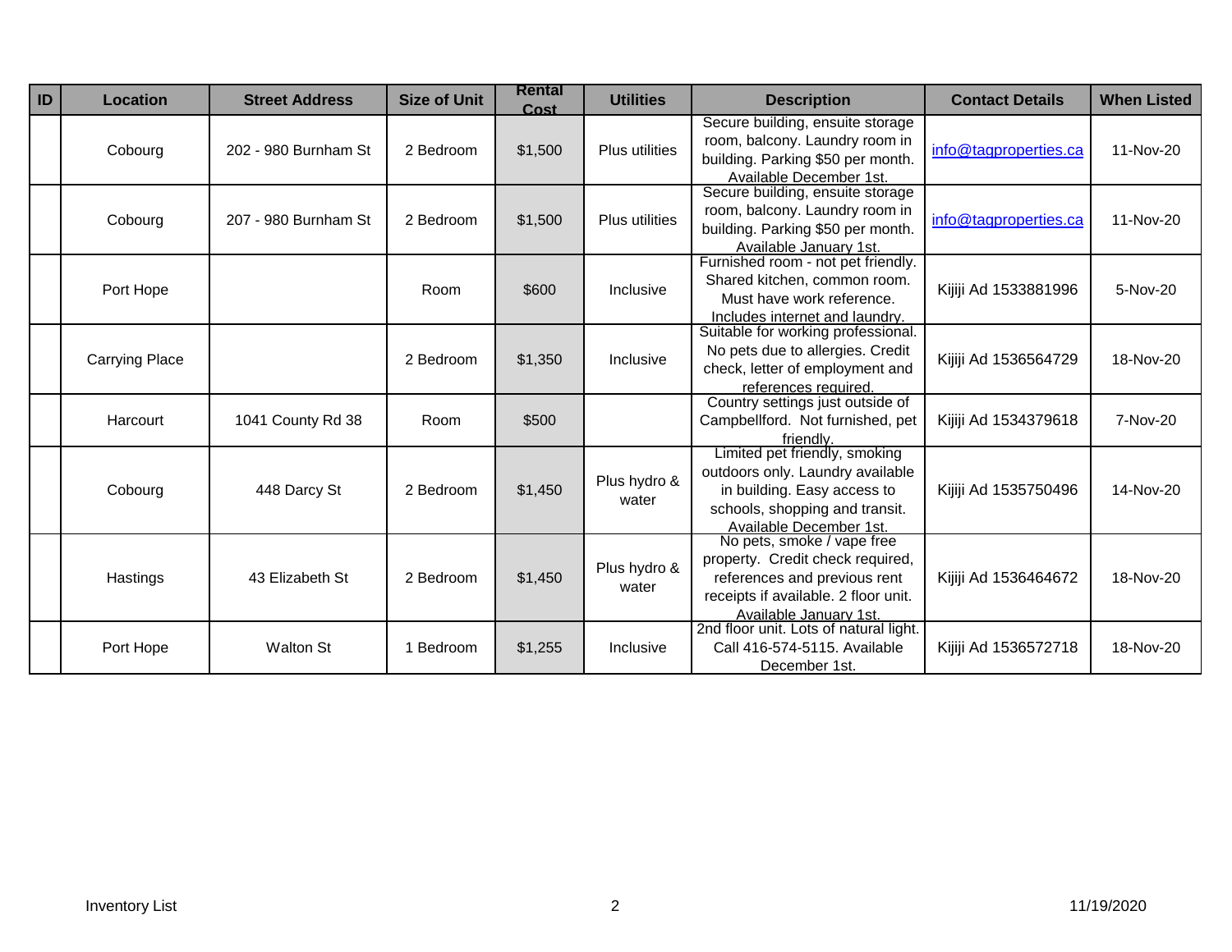| ID | Location | Street Address | Size of Unit | Rental Cost | Utilities | Description | Contact Details | When Listed |
|---|---|---|---|---|---|---|---|---|
| | Cobourg | 202 - 980 Burnham St | 2 Bedroom | $1,500 | Plus utilities | Secure building, ensuite storage room, balcony. Laundry room in building. Parking $50 per month. Available December 1st. | info@tagproperties.ca | 11-Nov-20 |
| | Cobourg | 207 - 980 Burnham St | 2 Bedroom | $1,500 | Plus utilities | Secure building, ensuite storage room, balcony. Laundry room in building. Parking $50 per month. Available January 1st. | info@tagproperties.ca | 11-Nov-20 |
| | Port Hope | | Room | $600 | Inclusive | Furnished room - not pet friendly. Shared kitchen, common room. Must have work reference. Includes internet and laundry. | Kijiji Ad 1533881996 | 5-Nov-20 |
| | Carrying Place | | 2 Bedroom | $1,350 | Inclusive | Suitable for working professional. No pets due to allergies. Credit check, letter of employment and references required. | Kijiji Ad 1536564729 | 18-Nov-20 |
| | Harcourt | 1041 County Rd 38 | Room | $500 | | Country settings just outside of Campbellford. Not furnished, pet friendly. | Kijiji Ad 1534379618 | 7-Nov-20 |
| | Cobourg | 448 Darcy St | 2 Bedroom | $1,450 | Plus hydro & water | Limited pet friendly, smoking outdoors only. Laundry available in building. Easy access to schools, shopping and transit. Available December 1st. | Kijiji Ad 1535750496 | 14-Nov-20 |
| | Hastings | 43 Elizabeth St | 2 Bedroom | $1,450 | Plus hydro & water | No pets, smoke / vape free property. Credit check required, references and previous rent receipts if available. 2 floor unit. Available January 1st. | Kijiji Ad 1536464672 | 18-Nov-20 |
| | Port Hope | Walton St | 1 Bedroom | $1,255 | Inclusive | 2nd floor unit. Lots of natural light. Call 416-574-5115. Available December 1st. | Kijiji Ad 1536572718 | 18-Nov-20 |